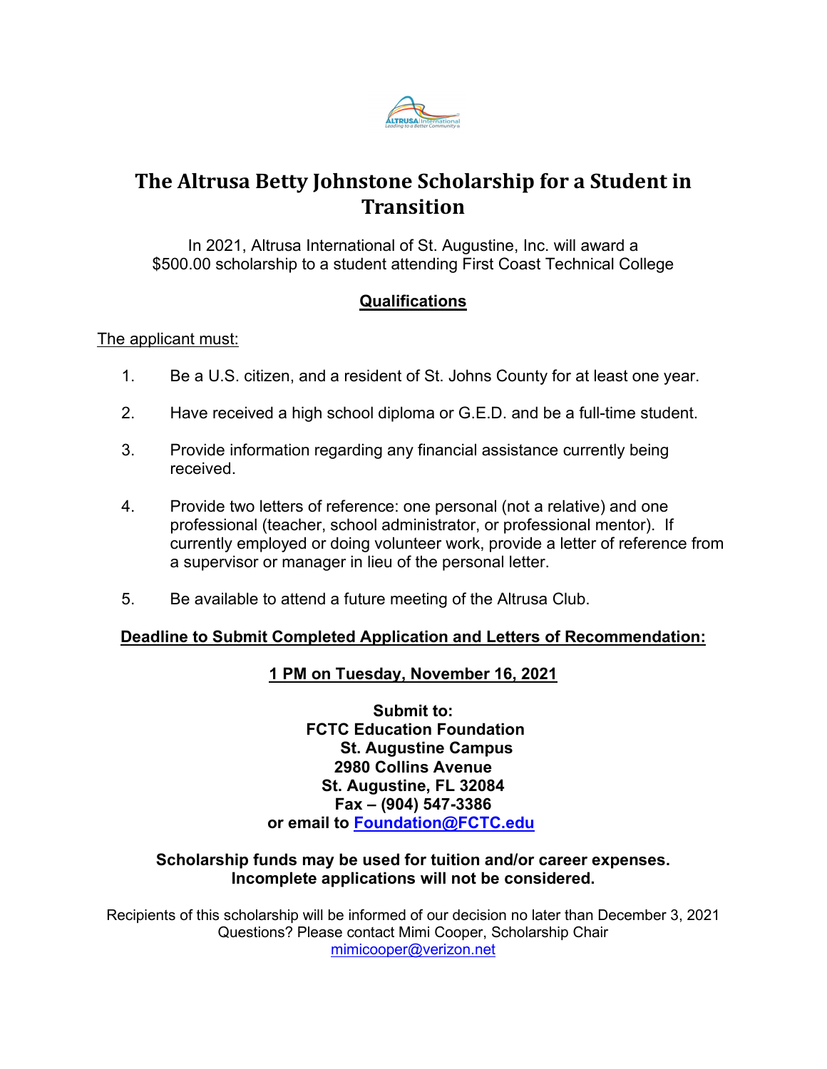# The Altrusa Betty Johnstone Scholarship for a Student in Transition

In 2021, Altrusa International of St. Augustine, Inc. will award a $500.00 scholarship to a student attending First Coast Technical College

## Qualifications

The applicant must:

1. Be a U.S. citizen, and a resident of St. Johns County for at least one year.
2. Have received a high school diploma or G.E.D. and be a full-time student.
3. Provide information regarding any financial assistance currently being received.
4. Provide two letters of reference: one personal (not a relative) and one professional (teacher, school administrator, or professional mentor). If currently employed or doing volunteer work, provide a letter of reference from a supervisor or manager in lieu of the personal letter.
5. Be available to attend a future meeting of the Altrusa Club.

**Deadline to Submit Completed Application and Letters of Recommendation:**

**1 PM on Tuesday, November 16, 2021**

**Submit to:**
**FCTC Education Foundation**
**St. Augustine Campus**
**2980 Collins Avenue**
**St. Augustine, FL 32084**
**Fax – (904) 547-3386**
**or email to Foundation@FCTC.edu**

**Scholarship funds may be used for tuition and/or career expenses.**
**Incomplete applications will not be considered.**

Recipients of this scholarship will be informed of our decision no later than December 3, 2021
Questions? Please contact Mimi Cooper, Scholarship Chair
mimicooper@verizon.net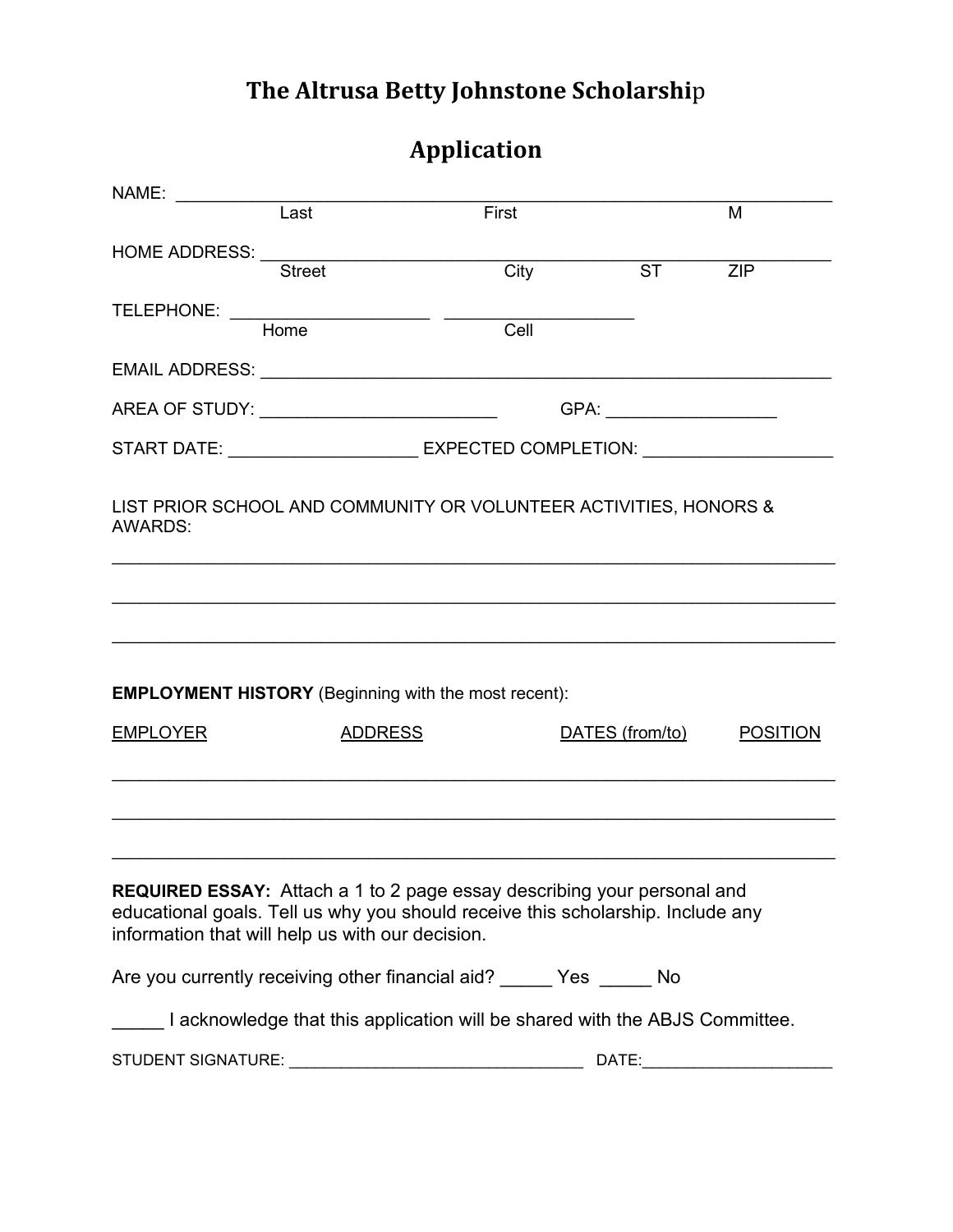# The Altrusa Betty Johnstone Scholarship

# Application

NAME: ______________________________________________________________
Last First M

HOME ADDRESS: _____________________________________________________
Street City ST ZIP

TELEPHONE: ____________________ ___________________
Home Cell

EMAIL ADDRESS: _____________________________________________________

AREA OF STUDY: ________________________ GPA: _________________

START DATE: ___________________ EXPECTED COMPLETION: ___________________

LIST PRIOR SCHOOL AND COMMUNITY OR VOLUNTEER ACTIVITIES, HONORS & AWARDS:

_________________________________________________________________________

_________________________________________________________________________

_________________________________________________________________________

**EMPLOYMENT HISTORY** (Beginning with the most recent):

| EMPLOYER | ADDRESS | DATES (from/to) | POSITION |
|---|---|---|---|
| | | | |
| | | | |
| | | | |

**REQUIRED ESSAY:** Attach a 1 to 2 page essay describing your personal and educational goals. Tell us why you should receive this scholarship. Include any information that will help us with our decision.

Are you currently receiving other financial aid? _____ Yes _____ No

_____ I acknowledge that this application will be shared with the ABJS Committee.

STUDENT SIGNATURE: ________________________________ DATE:_____________________